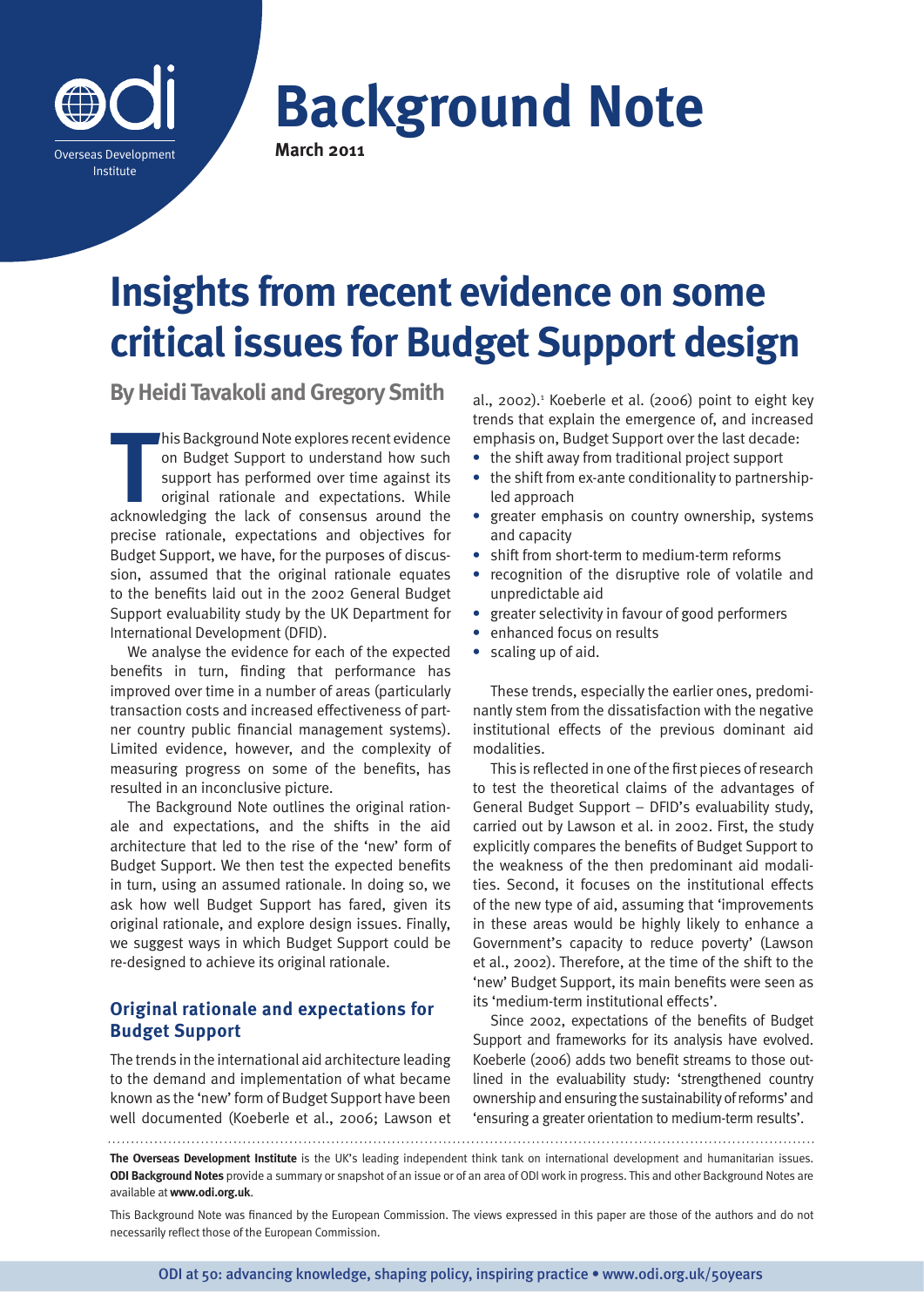# Background Note

**March 2011**

# Insights from recent evidence on some critical issues for Budget Support design

**By Heidi Tavakoli and Gregory Smith**

This Background Note explores recent evidence on Budget Support to understand how such support has performed over time against its original rationale and expectations. While acknowledging the lack of consensus around the precise rationale, expectations and objectives for Budget Support, we have, for the purposes of discussion, assumed that the original rationale equates to the benefits laid out in the 2002 General Budget Support evaluability study by the UK Department for International Development (DFID).

We analyse the evidence for each of the expected benefits in turn, finding that performance has improved over time in a number of areas (particularly transaction costs and increased effectiveness of partner country public financial management systems). Limited evidence, however, and the complexity of measuring progress on some of the benefits, has resulted in an inconclusive picture.

The Background Note outlines the original rationale and expectations, and the shifts in the aid architecture that led to the rise of the 'new' form of Budget Support. We then test the expected benefits in turn, using an assumed rationale. In doing so, we ask how well Budget Support has fared, given its original rationale, and explore design issues. Finally, we suggest ways in which Budget Support could be re-designed to achieve its original rationale.

## Original rationale and expectations for Budget Support

The trends in the international aid architecture leading to the demand and implementation of what became known as the 'new' form of Budget Support have been well documented (Koeberle et al., 2006; Lawson et al., 2002).[1] Koeberle et al. (2006) point to eight key trends that explain the emergence of, and increased emphasis on, Budget Support over the last decade:

- the shift away from traditional project support
- the shift from ex-ante conditionality to partnership-led approach
- greater emphasis on country ownership, systems and capacity
- shift from short-term to medium-term reforms
- recognition of the disruptive role of volatile and unpredictable aid
- greater selectivity in favour of good performers
- enhanced focus on results
- scaling up of aid.

These trends, especially the earlier ones, predominantly stem from the dissatisfaction with the negative institutional effects of the previous dominant aid modalities.

This is reflected in one of the first pieces of research to test the theoretical claims of the advantages of General Budget Support – DFID's evaluability study, carried out by Lawson et al. in 2002. First, the study explicitly compares the benefits of Budget Support to the weakness of the then predominant aid modalities. Second, it focuses on the institutional effects of the new type of aid, assuming that 'improvements in these areas would be highly likely to enhance a Government's capacity to reduce poverty' (Lawson et al., 2002). Therefore, at the time of the shift to the 'new' Budget Support, its main benefits were seen as its 'medium-term institutional effects'.

Since 2002, expectations of the benefits of Budget Support and frameworks for its analysis have evolved. Koeberle (2006) adds two benefit streams to those outlined in the evaluability study: 'strengthened country ownership and ensuring the sustainability of reforms' and 'ensuring a greater orientation to medium-term results'.

**The Overseas Development Institute** is the UK's leading independent think tank on international development and humanitarian issues. **ODI Background Notes** provide a summary or snapshot of an issue or of an area of ODI work in progress. This and other Background Notes are available at **www.odi.org.uk**.

This Background Note was financed by the European Commission. The views expressed in this paper are those of the authors and do not necessarily reflect those of the European Commission.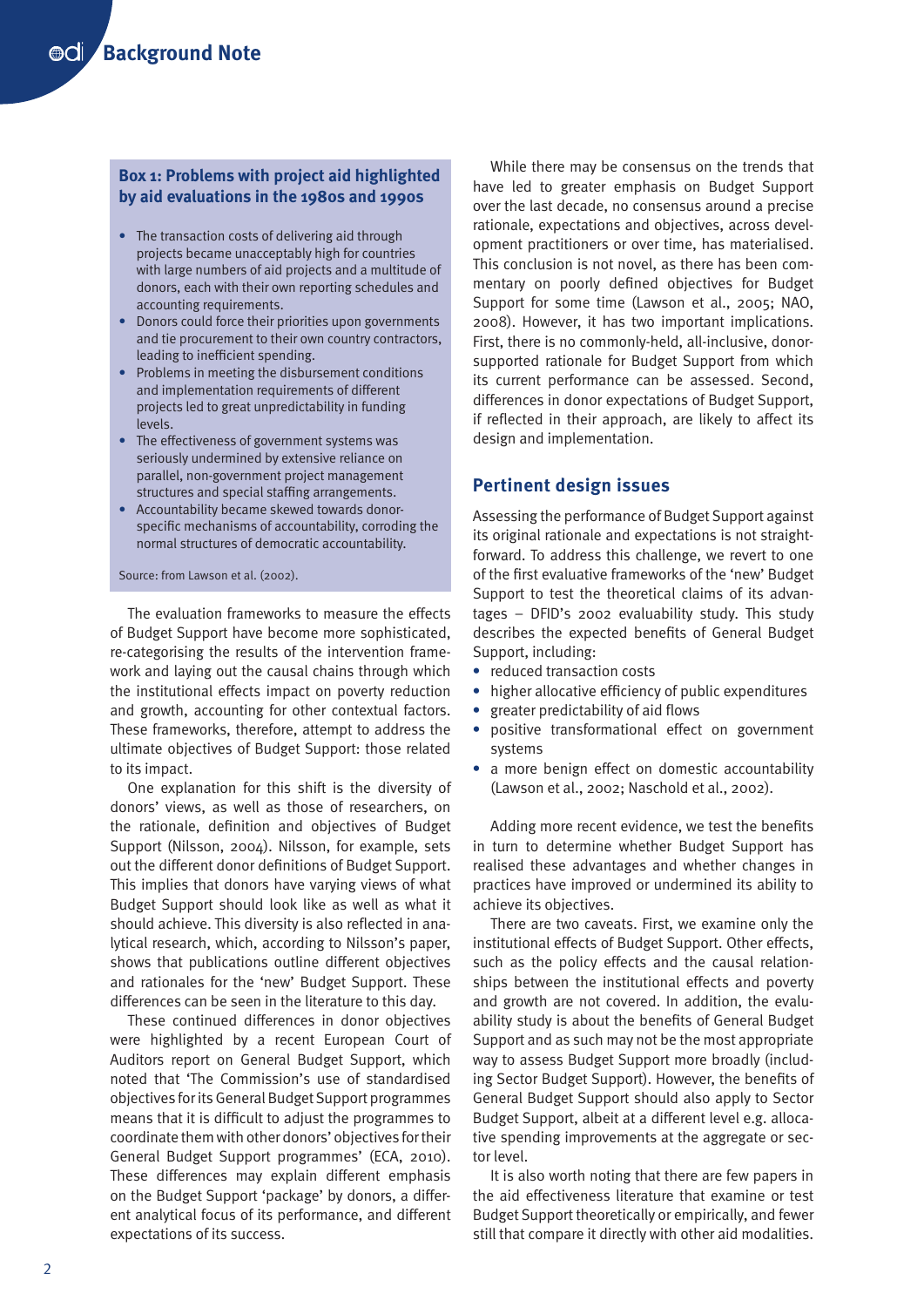### Box 1: Problems with project aid highlighted by aid evaluations in the 1980s and 1990s

- The transaction costs of delivering aid through projects became unacceptably high for countries with large numbers of aid projects and a multitude of donors, each with their own reporting schedules and accounting requirements.
- Donors could force their priorities upon governments and tie procurement to their own country contractors, leading to inefficient spending.
- Problems in meeting the disbursement conditions and implementation requirements of different projects led to great unpredictability in funding levels.
- The effectiveness of government systems was seriously undermined by extensive reliance on parallel, non-government project management structures and special staffing arrangements.
- Accountability became skewed towards donor-specific mechanisms of accountability, corroding the normal structures of democratic accountability.

Source: from Lawson et al. (2002).

The evaluation frameworks to measure the effects of Budget Support have become more sophisticated, re-categorising the results of the intervention framework and laying out the causal chains through which the institutional effects impact on poverty reduction and growth, accounting for other contextual factors. These frameworks, therefore, attempt to address the ultimate objectives of Budget Support: those related to its impact.

One explanation for this shift is the diversity of donors' views, as well as those of researchers, on the rationale, definition and objectives of Budget Support (Nilsson, 2004). Nilsson, for example, sets out the different donor definitions of Budget Support. This implies that donors have varying views of what Budget Support should look like as well as what it should achieve. This diversity is also reflected in analytical research, which, according to Nilsson's paper, shows that publications outline different objectives and rationales for the 'new' Budget Support. These differences can be seen in the literature to this day.

These continued differences in donor objectives were highlighted by a recent European Court of Auditors report on General Budget Support, which noted that 'The Commission's use of standardised objectives for its General Budget Support programmes means that it is difficult to adjust the programmes to coordinate them with other donors' objectives for their General Budget Support programmes' (ECA, 2010). These differences may explain different emphasis on the Budget Support 'package' by donors, a different analytical focus of its performance, and different expectations of its success.

While there may be consensus on the trends that have led to greater emphasis on Budget Support over the last decade, no consensus around a precise rationale, expectations and objectives, across development practitioners or over time, has materialised. This conclusion is not novel, as there has been commentary on poorly defined objectives for Budget Support for some time (Lawson et al., 2005; NAO, 2008). However, it has two important implications. First, there is no commonly-held, all-inclusive, donor-supported rationale for Budget Support from which its current performance can be assessed. Second, differences in donor expectations of Budget Support, if reflected in their approach, are likely to affect its design and implementation.

## Pertinent design issues

Assessing the performance of Budget Support against its original rationale and expectations is not straightforward. To address this challenge, we revert to one of the first evaluative frameworks of the 'new' Budget Support to test the theoretical claims of its advantages – DFID's 2002 evaluability study. This study describes the expected benefits of General Budget Support, including:

- reduced transaction costs
- higher allocative efficiency of public expenditures
- greater predictability of aid flows
- positive transformational effect on government systems
- a more benign effect on domestic accountability (Lawson et al., 2002; Naschold et al., 2002).

Adding more recent evidence, we test the benefits in turn to determine whether Budget Support has realised these advantages and whether changes in practices have improved or undermined its ability to achieve its objectives.

There are two caveats. First, we examine only the institutional effects of Budget Support. Other effects, such as the policy effects and the causal relationships between the institutional effects and poverty and growth are not covered. In addition, the evaluability study is about the benefits of General Budget Support and as such may not be the most appropriate way to assess Budget Support more broadly (including Sector Budget Support). However, the benefits of General Budget Support should also apply to Sector Budget Support, albeit at a different level e.g. allocative spending improvements at the aggregate or sector level.

It is also worth noting that there are few papers in the aid effectiveness literature that examine or test Budget Support theoretically or empirically, and fewer still that compare it directly with other aid modalities.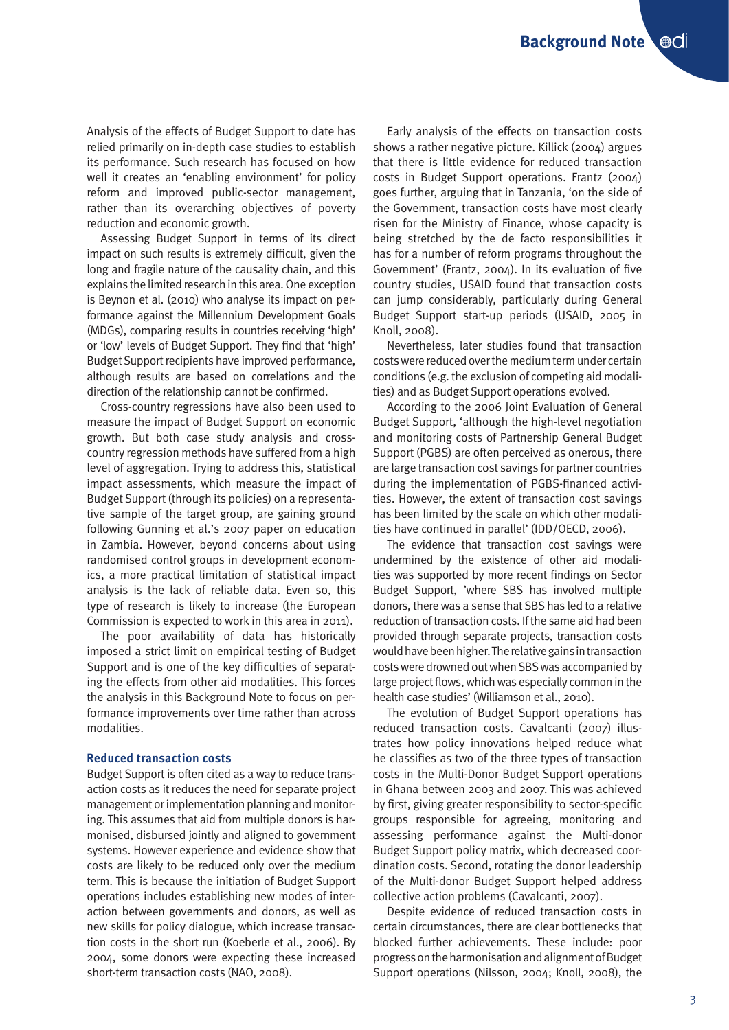Analysis of the effects of Budget Support to date has relied primarily on in-depth case studies to establish its performance. Such research has focused on how well it creates an 'enabling environment' for policy reform and improved public-sector management, rather than its overarching objectives of poverty reduction and economic growth.

Assessing Budget Support in terms of its direct impact on such results is extremely difficult, given the long and fragile nature of the causality chain, and this explains the limited research in this area. One exception is Beynon et al. (2010) who analyse its impact on performance against the Millennium Development Goals (MDGs), comparing results in countries receiving 'high' or 'low' levels of Budget Support. They find that 'high' Budget Support recipients have improved performance, although results are based on correlations and the direction of the relationship cannot be confirmed.

Cross-country regressions have also been used to measure the impact of Budget Support on economic growth. But both case study analysis and cross-country regression methods have suffered from a high level of aggregation. Trying to address this, statistical impact assessments, which measure the impact of Budget Support (through its policies) on a representative sample of the target group, are gaining ground following Gunning et al.'s 2007 paper on education in Zambia. However, beyond concerns about using randomised control groups in development economics, a more practical limitation of statistical impact analysis is the lack of reliable data. Even so, this type of research is likely to increase (the European Commission is expected to work in this area in 2011).

The poor availability of data has historically imposed a strict limit on empirical testing of Budget Support and is one of the key difficulties of separating the effects from other aid modalities. This forces the analysis in this Background Note to focus on performance improvements over time rather than across modalities.

#### Reduced transaction costs

Budget Support is often cited as a way to reduce transaction costs as it reduces the need for separate project management or implementation planning and monitoring. This assumes that aid from multiple donors is harmonised, disbursed jointly and aligned to government systems. However experience and evidence show that costs are likely to be reduced only over the medium term. This is because the initiation of Budget Support operations includes establishing new modes of interaction between governments and donors, as well as new skills for policy dialogue, which increase transaction costs in the short run (Koeberle et al., 2006). By 2004, some donors were expecting these increased short-term transaction costs (NAO, 2008).

Early analysis of the effects on transaction costs shows a rather negative picture. Killick (2004) argues that there is little evidence for reduced transaction costs in Budget Support operations. Frantz (2004) goes further, arguing that in Tanzania, 'on the side of the Government, transaction costs have most clearly risen for the Ministry of Finance, whose capacity is being stretched by the de facto responsibilities it has for a number of reform programs throughout the Government' (Frantz, 2004). In its evaluation of five country studies, USAID found that transaction costs can jump considerably, particularly during General Budget Support start-up periods (USAID, 2005 in Knoll, 2008).

Nevertheless, later studies found that transaction costs were reduced over the medium term under certain conditions (e.g. the exclusion of competing aid modalities) and as Budget Support operations evolved.

According to the 2006 Joint Evaluation of General Budget Support, 'although the high-level negotiation and monitoring costs of Partnership General Budget Support (PGBS) are often perceived as onerous, there are large transaction cost savings for partner countries during the implementation of PGBS-financed activities. However, the extent of transaction cost savings has been limited by the scale on which other modalities have continued in parallel' (IDD/OECD, 2006).

The evidence that transaction cost savings were undermined by the existence of other aid modalities was supported by more recent findings on Sector Budget Support, 'where SBS has involved multiple donors, there was a sense that SBS has led to a relative reduction of transaction costs. If the same aid had been provided through separate projects, transaction costs would have been higher. The relative gains in transaction costs were drowned out when SBS was accompanied by large project flows, which was especially common in the health case studies' (Williamson et al., 2010).

The evolution of Budget Support operations has reduced transaction costs. Cavalcanti (2007) illustrates how policy innovations helped reduce what he classifies as two of the three types of transaction costs in the Multi-Donor Budget Support operations in Ghana between 2003 and 2007. This was achieved by first, giving greater responsibility to sector-specific groups responsible for agreeing, monitoring and assessing performance against the Multi-donor Budget Support policy matrix, which decreased coordination costs. Second, rotating the donor leadership of the Multi-donor Budget Support helped address collective action problems (Cavalcanti, 2007).

Despite evidence of reduced transaction costs in certain circumstances, there are clear bottlenecks that blocked further achievements. These include: poor progress on the harmonisation and alignment of Budget Support operations (Nilsson, 2004; Knoll, 2008), the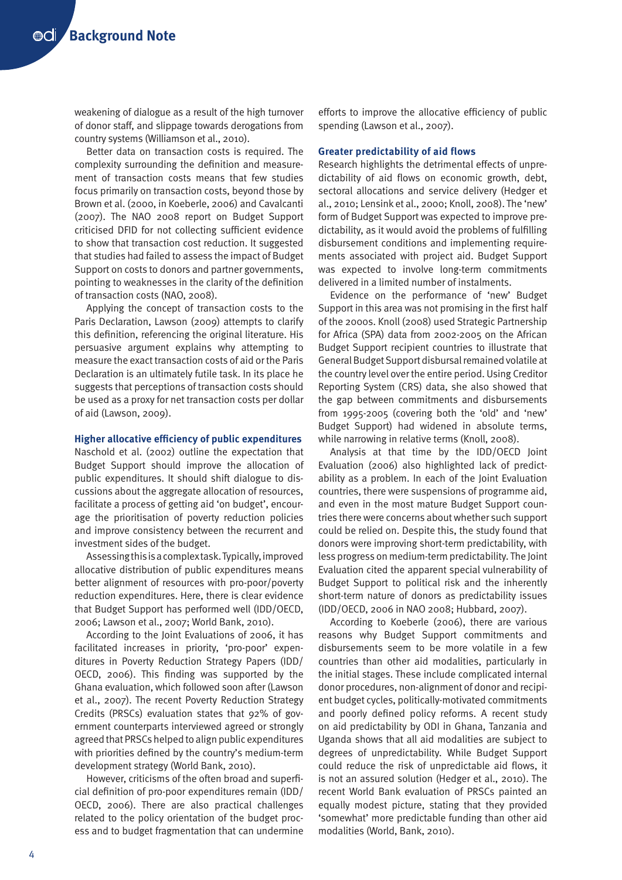weakening of dialogue as a result of the high turnover of donor staff, and slippage towards derogations from country systems (Williamson et al., 2010).

Better data on transaction costs is required. The complexity surrounding the definition and measurement of transaction costs means that few studies focus primarily on transaction costs, beyond those by Brown et al. (2000, in Koeberle, 2006) and Cavalcanti (2007). The NAO 2008 report on Budget Support criticised DFID for not collecting sufficient evidence to show that transaction cost reduction. It suggested that studies had failed to assess the impact of Budget Support on costs to donors and partner governments, pointing to weaknesses in the clarity of the definition of transaction costs (NAO, 2008).

Applying the concept of transaction costs to the Paris Declaration, Lawson (2009) attempts to clarify this definition, referencing the original literature. His persuasive argument explains why attempting to measure the exact transaction costs of aid or the Paris Declaration is an ultimately futile task. In its place he suggests that perceptions of transaction costs should be used as a proxy for net transaction costs per dollar of aid (Lawson, 2009).

### Higher allocative efficiency of public expenditures

Naschold et al. (2002) outline the expectation that Budget Support should improve the allocation of public expenditures. It should shift dialogue to discussions about the aggregate allocation of resources, facilitate a process of getting aid 'on budget', encourage the prioritisation of poverty reduction policies and improve consistency between the recurrent and investment sides of the budget.

Assessing this is a complex task. Typically, improved allocative distribution of public expenditures means better alignment of resources with pro-poor/poverty reduction expenditures. Here, there is clear evidence that Budget Support has performed well (IDD/OECD, 2006; Lawson et al., 2007; World Bank, 2010).

According to the Joint Evaluations of 2006, it has facilitated increases in priority, 'pro-poor' expenditures in Poverty Reduction Strategy Papers (IDD/OECD, 2006). This finding was supported by the Ghana evaluation, which followed soon after (Lawson et al., 2007). The recent Poverty Reduction Strategy Credits (PRSCs) evaluation states that 92% of government counterparts interviewed agreed or strongly agreed that PRSCs helped to align public expenditures with priorities defined by the country's medium-term development strategy (World Bank, 2010).

However, criticisms of the often broad and superficial definition of pro-poor expenditures remain (IDD/OECD, 2006). There are also practical challenges related to the policy orientation of the budget process and to budget fragmentation that can undermine efforts to improve the allocative efficiency of public spending (Lawson et al., 2007).

### Greater predictability of aid flows

Research highlights the detrimental effects of unpredictability of aid flows on economic growth, debt, sectoral allocations and service delivery (Hedger et al., 2010; Lensink et al., 2000; Knoll, 2008). The 'new' form of Budget Support was expected to improve predictability, as it would avoid the problems of fulfilling disbursement conditions and implementing requirements associated with project aid. Budget Support was expected to involve long-term commitments delivered in a limited number of instalments.

Evidence on the performance of 'new' Budget Support in this area was not promising in the first half of the 2000s. Knoll (2008) used Strategic Partnership for Africa (SPA) data from 2002-2005 on the African Budget Support recipient countries to illustrate that General Budget Support disbursal remained volatile at the country level over the entire period. Using Creditor Reporting System (CRS) data, she also showed that the gap between commitments and disbursements from 1995-2005 (covering both the 'old' and 'new' Budget Support) had widened in absolute terms, while narrowing in relative terms (Knoll, 2008).

Analysis at that time by the IDD/OECD Joint Evaluation (2006) also highlighted lack of predictability as a problem. In each of the Joint Evaluation countries, there were suspensions of programme aid, and even in the most mature Budget Support countries there were concerns about whether such support could be relied on. Despite this, the study found that donors were improving short-term predictability, with less progress on medium-term predictability. The Joint Evaluation cited the apparent special vulnerability of Budget Support to political risk and the inherently short-term nature of donors as predictability issues (IDD/OECD, 2006 in NAO 2008; Hubbard, 2007).

According to Koeberle (2006), there are various reasons why Budget Support commitments and disbursements seem to be more volatile in a few countries than other aid modalities, particularly in the initial stages. These include complicated internal donor procedures, non-alignment of donor and recipient budget cycles, politically-motivated commitments and poorly defined policy reforms. A recent study on aid predictability by ODI in Ghana, Tanzania and Uganda shows that all aid modalities are subject to degrees of unpredictability. While Budget Support could reduce the risk of unpredictable aid flows, it is not an assured solution (Hedger et al., 2010). The recent World Bank evaluation of PRSCs painted an equally modest picture, stating that they provided 'somewhat' more predictable funding than other aid modalities (World, Bank, 2010).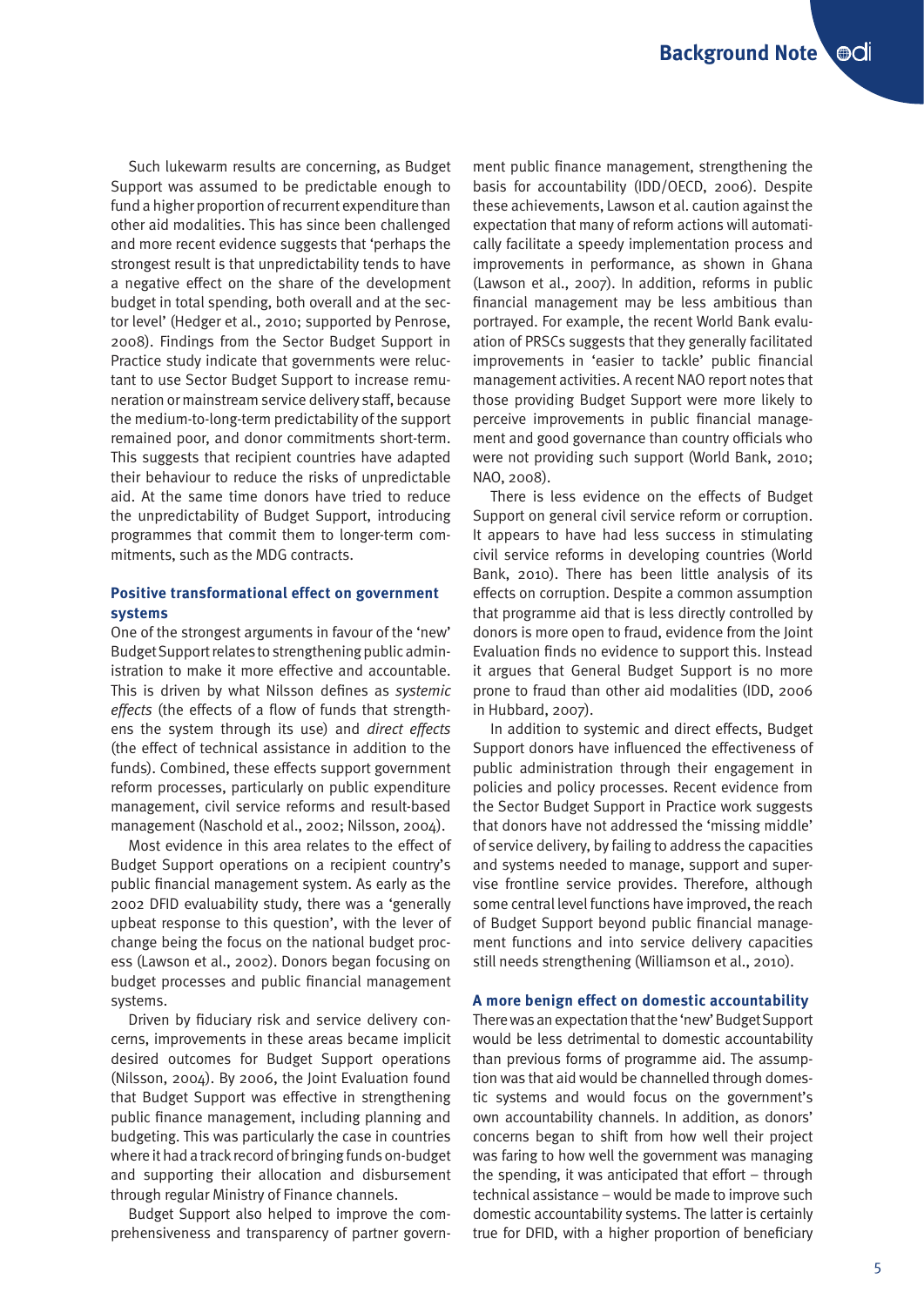Such lukewarm results are concerning, as Budget Support was assumed to be predictable enough to fund a higher proportion of recurrent expenditure than other aid modalities. This has since been challenged and more recent evidence suggests that 'perhaps the strongest result is that unpredictability tends to have a negative effect on the share of the development budget in total spending, both overall and at the sector level' (Hedger et al., 2010; supported by Penrose, 2008). Findings from the Sector Budget Support in Practice study indicate that governments were reluctant to use Sector Budget Support to increase remuneration or mainstream service delivery staff, because the medium-to-long-term predictability of the support remained poor, and donor commitments short-term. This suggests that recipient countries have adapted their behaviour to reduce the risks of unpredictable aid. At the same time donors have tried to reduce the unpredictability of Budget Support, introducing programmes that commit them to longer-term commitments, such as the MDG contracts.

### Positive transformational effect on government systems

One of the strongest arguments in favour of the 'new' Budget Support relates to strengthening public administration to make it more effective and accountable. This is driven by what Nilsson defines as *systemic effects* (the effects of a flow of funds that strengthens the system through its use) and *direct effects* (the effect of technical assistance in addition to the funds). Combined, these effects support government reform processes, particularly on public expenditure management, civil service reforms and result-based management (Naschold et al., 2002; Nilsson, 2004).

Most evidence in this area relates to the effect of Budget Support operations on a recipient country's public financial management system. As early as the 2002 DFID evaluability study, there was a 'generally upbeat response to this question', with the lever of change being the focus on the national budget process (Lawson et al., 2002). Donors began focusing on budget processes and public financial management systems.

Driven by fiduciary risk and service delivery concerns, improvements in these areas became implicit desired outcomes for Budget Support operations (Nilsson, 2004). By 2006, the Joint Evaluation found that Budget Support was effective in strengthening public finance management, including planning and budgeting. This was particularly the case in countries where it had a track record of bringing funds on-budget and supporting their allocation and disbursement through regular Ministry of Finance channels.

Budget Support also helped to improve the comprehensiveness and transparency of partner government public finance management, strengthening the basis for accountability (IDD/OECD, 2006). Despite these achievements, Lawson et al. caution against the expectation that many of reform actions will automatically facilitate a speedy implementation process and improvements in performance, as shown in Ghana (Lawson et al., 2007). In addition, reforms in public financial management may be less ambitious than portrayed. For example, the recent World Bank evaluation of PRSCs suggests that they generally facilitated improvements in 'easier to tackle' public financial management activities. A recent NAO report notes that those providing Budget Support were more likely to perceive improvements in public financial management and good governance than country officials who were not providing such support (World Bank, 2010; NAO, 2008).

There is less evidence on the effects of Budget Support on general civil service reform or corruption. It appears to have had less success in stimulating civil service reforms in developing countries (World Bank, 2010). There has been little analysis of its effects on corruption. Despite a common assumption that programme aid that is less directly controlled by donors is more open to fraud, evidence from the Joint Evaluation finds no evidence to support this. Instead it argues that General Budget Support is no more prone to fraud than other aid modalities (IDD, 2006 in Hubbard, 2007).

In addition to systemic and direct effects, Budget Support donors have influenced the effectiveness of public administration through their engagement in policies and policy processes. Recent evidence from the Sector Budget Support in Practice work suggests that donors have not addressed the 'missing middle' of service delivery, by failing to address the capacities and systems needed to manage, support and supervise frontline service provides. Therefore, although some central level functions have improved, the reach of Budget Support beyond public financial management functions and into service delivery capacities still needs strengthening (Williamson et al., 2010).

### A more benign effect on domestic accountability

There was an expectation that the 'new' Budget Support would be less detrimental to domestic accountability than previous forms of programme aid. The assumption was that aid would be channelled through domestic systems and would focus on the government's own accountability channels. In addition, as donors' concerns began to shift from how well their project was faring to how well the government was managing the spending, it was anticipated that effort – through technical assistance – would be made to improve such domestic accountability systems. The latter is certainly true for DFID, with a higher proportion of beneficiary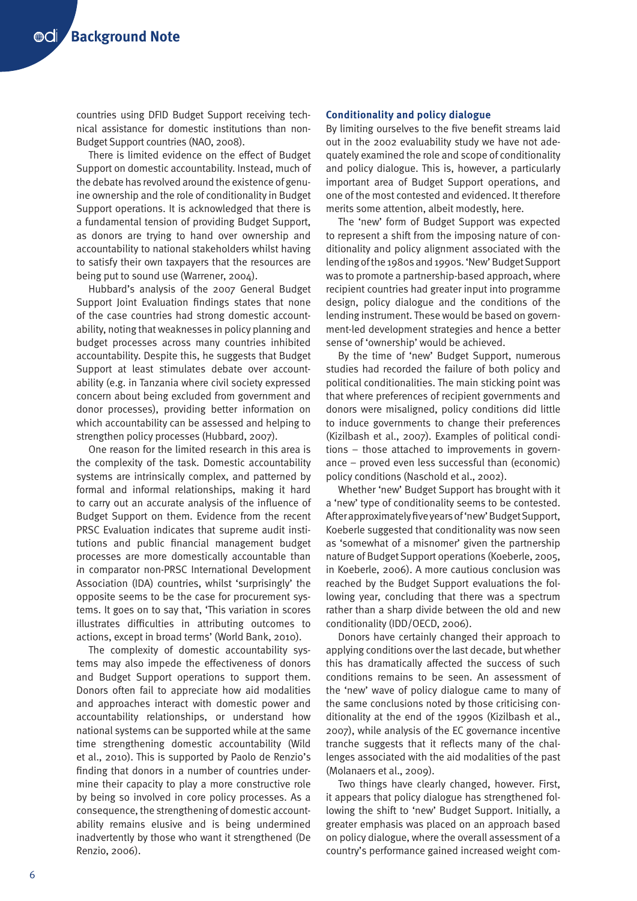countries using DFID Budget Support receiving technical assistance for domestic institutions than non-Budget Support countries (NAO, 2008).

There is limited evidence on the effect of Budget Support on domestic accountability. Instead, much of the debate has revolved around the existence of genuine ownership and the role of conditionality in Budget Support operations. It is acknowledged that there is a fundamental tension of providing Budget Support, as donors are trying to hand over ownership and accountability to national stakeholders whilst having to satisfy their own taxpayers that the resources are being put to sound use (Warrener, 2004).

Hubbard's analysis of the 2007 General Budget Support Joint Evaluation findings states that none of the case countries had strong domestic accountability, noting that weaknesses in policy planning and budget processes across many countries inhibited accountability. Despite this, he suggests that Budget Support at least stimulates debate over accountability (e.g. in Tanzania where civil society expressed concern about being excluded from government and donor processes), providing better information on which accountability can be assessed and helping to strengthen policy processes (Hubbard, 2007).

One reason for the limited research in this area is the complexity of the task. Domestic accountability systems are intrinsically complex, and patterned by formal and informal relationships, making it hard to carry out an accurate analysis of the influence of Budget Support on them. Evidence from the recent PRSC Evaluation indicates that supreme audit institutions and public financial management budget processes are more domestically accountable than in comparator non-PRSC International Development Association (IDA) countries, whilst 'surprisingly' the opposite seems to be the case for procurement systems. It goes on to say that, 'This variation in scores illustrates difficulties in attributing outcomes to actions, except in broad terms' (World Bank, 2010).

The complexity of domestic accountability systems may also impede the effectiveness of donors and Budget Support operations to support them. Donors often fail to appreciate how aid modalities and approaches interact with domestic power and accountability relationships, or understand how national systems can be supported while at the same time strengthening domestic accountability (Wild et al., 2010). This is supported by Paolo de Renzio's finding that donors in a number of countries undermine their capacity to play a more constructive role by being so involved in core policy processes. As a consequence, the strengthening of domestic accountability remains elusive and is being undermined inadvertently by those who want it strengthened (De Renzio, 2006).

### Conditionality and policy dialogue

By limiting ourselves to the five benefit streams laid out in the 2002 evaluability study we have not adequately examined the role and scope of conditionality and policy dialogue. This is, however, a particularly important area of Budget Support operations, and one of the most contested and evidenced. It therefore merits some attention, albeit modestly, here.

The 'new' form of Budget Support was expected to represent a shift from the imposing nature of conditionality and policy alignment associated with the lending of the 1980s and 1990s. 'New' Budget Support was to promote a partnership-based approach, where recipient countries had greater input into programme design, policy dialogue and the conditions of the lending instrument. These would be based on government-led development strategies and hence a better sense of 'ownership' would be achieved.

By the time of 'new' Budget Support, numerous studies had recorded the failure of both policy and political conditionalities. The main sticking point was that where preferences of recipient governments and donors were misaligned, policy conditions did little to induce governments to change their preferences (Kizilbash et al., 2007). Examples of political conditions – those attached to improvements in governance – proved even less successful than (economic) policy conditions (Naschold et al., 2002).

Whether 'new' Budget Support has brought with it a 'new' type of conditionality seems to be contested. After approximately five years of 'new' Budget Support, Koeberle suggested that conditionality was now seen as 'somewhat of a misnomer' given the partnership nature of Budget Support operations (Koeberle, 2005, in Koeberle, 2006). A more cautious conclusion was reached by the Budget Support evaluations the following year, concluding that there was a spectrum rather than a sharp divide between the old and new conditionality (IDD/OECD, 2006).

Donors have certainly changed their approach to applying conditions over the last decade, but whether this has dramatically affected the success of such conditions remains to be seen. An assessment of the 'new' wave of policy dialogue came to many of the same conclusions noted by those criticising conditionality at the end of the 1990s (Kizilbash et al., 2007), while analysis of the EC governance incentive tranche suggests that it reflects many of the challenges associated with the aid modalities of the past (Molanaers et al., 2009).

Two things have clearly changed, however. First, it appears that policy dialogue has strengthened following the shift to 'new' Budget Support. Initially, a greater emphasis was placed on an approach based on policy dialogue, where the overall assessment of a country's performance gained increased weight com-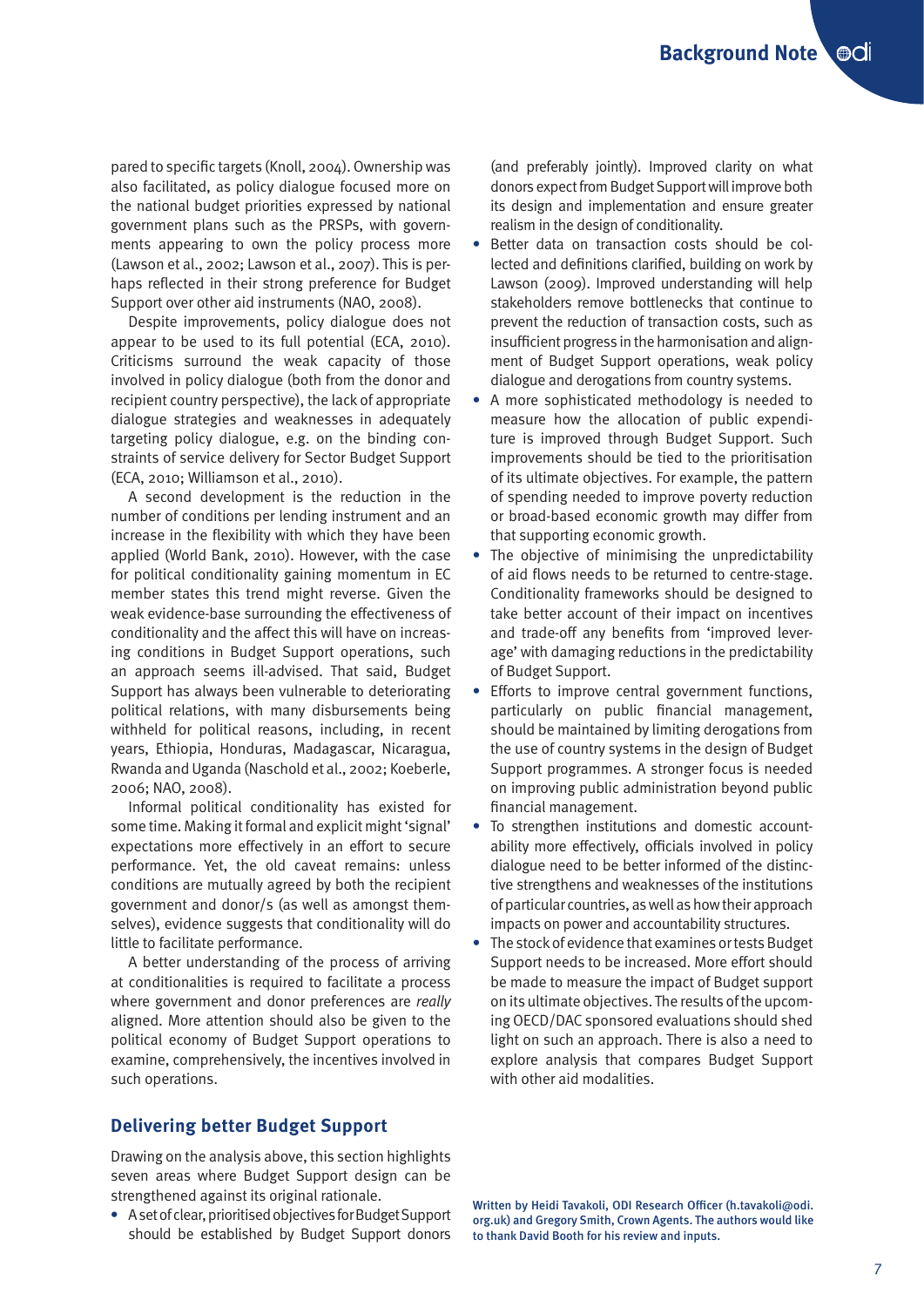pared to specific targets (Knoll, 2004). Ownership was also facilitated, as policy dialogue focused more on the national budget priorities expressed by national government plans such as the PRSPs, with governments appearing to own the policy process more (Lawson et al., 2002; Lawson et al., 2007). This is perhaps reflected in their strong preference for Budget Support over other aid instruments (NAO, 2008).

Despite improvements, policy dialogue does not appear to be used to its full potential (ECA, 2010). Criticisms surround the weak capacity of those involved in policy dialogue (both from the donor and recipient country perspective), the lack of appropriate dialogue strategies and weaknesses in adequately targeting policy dialogue, e.g. on the binding constraints of service delivery for Sector Budget Support (ECA, 2010; Williamson et al., 2010).

A second development is the reduction in the number of conditions per lending instrument and an increase in the flexibility with which they have been applied (World Bank, 2010). However, with the case for political conditionality gaining momentum in EC member states this trend might reverse. Given the weak evidence-base surrounding the effectiveness of conditionality and the affect this will have on increasing conditions in Budget Support operations, such an approach seems ill-advised. That said, Budget Support has always been vulnerable to deteriorating political relations, with many disbursements being withheld for political reasons, including, in recent years, Ethiopia, Honduras, Madagascar, Nicaragua, Rwanda and Uganda (Naschold et al., 2002; Koeberle, 2006; NAO, 2008).

Informal political conditionality has existed for some time. Making it formal and explicit might 'signal' expectations more effectively in an effort to secure performance. Yet, the old caveat remains: unless conditions are mutually agreed by both the recipient government and donor/s (as well as amongst themselves), evidence suggests that conditionality will do little to facilitate performance.

A better understanding of the process of arriving at conditionalities is required to facilitate a process where government and donor preferences are *really* aligned. More attention should also be given to the political economy of Budget Support operations to examine, comprehensively, the incentives involved in such operations.

## Delivering better Budget Support

Drawing on the analysis above, this section highlights seven areas where Budget Support design can be strengthened against its original rationale.

- A set of clear, prioritised objectives for Budget Support should be established by Budget Support donors (and preferably jointly). Improved clarity on what donors expect from Budget Support will improve both its design and implementation and ensure greater realism in the design of conditionality.
- Better data on transaction costs should be collected and definitions clarified, building on work by Lawson (2009). Improved understanding will help stakeholders remove bottlenecks that continue to prevent the reduction of transaction costs, such as insufficient progress in the harmonisation and alignment of Budget Support operations, weak policy dialogue and derogations from country systems.
- A more sophisticated methodology is needed to measure how the allocation of public expenditure is improved through Budget Support. Such improvements should be tied to the prioritisation of its ultimate objectives. For example, the pattern of spending needed to improve poverty reduction or broad-based economic growth may differ from that supporting economic growth.
- The objective of minimising the unpredictability of aid flows needs to be returned to centre-stage. Conditionality frameworks should be designed to take better account of their impact on incentives and trade-off any benefits from 'improved leverage' with damaging reductions in the predictability of Budget Support.
- Efforts to improve central government functions, particularly on public financial management, should be maintained by limiting derogations from the use of country systems in the design of Budget Support programmes. A stronger focus is needed on improving public administration beyond public financial management.
- To strengthen institutions and domestic accountability more effectively, officials involved in policy dialogue need to be better informed of the distinctive strengthens and weaknesses of the institutions of particular countries, as well as how their approach impacts on power and accountability structures.
- The stock of evidence that examines or tests Budget Support needs to be increased. More effort should be made to measure the impact of Budget support on its ultimate objectives. The results of the upcoming OECD/DAC sponsored evaluations should shed light on such an approach. There is also a need to explore analysis that compares Budget Support with other aid modalities.

Written by Heidi Tavakoli, ODI Research Officer (h.tavakoli@odi.org.uk) and Gregory Smith, Crown Agents. The authors would like to thank David Booth for his review and inputs.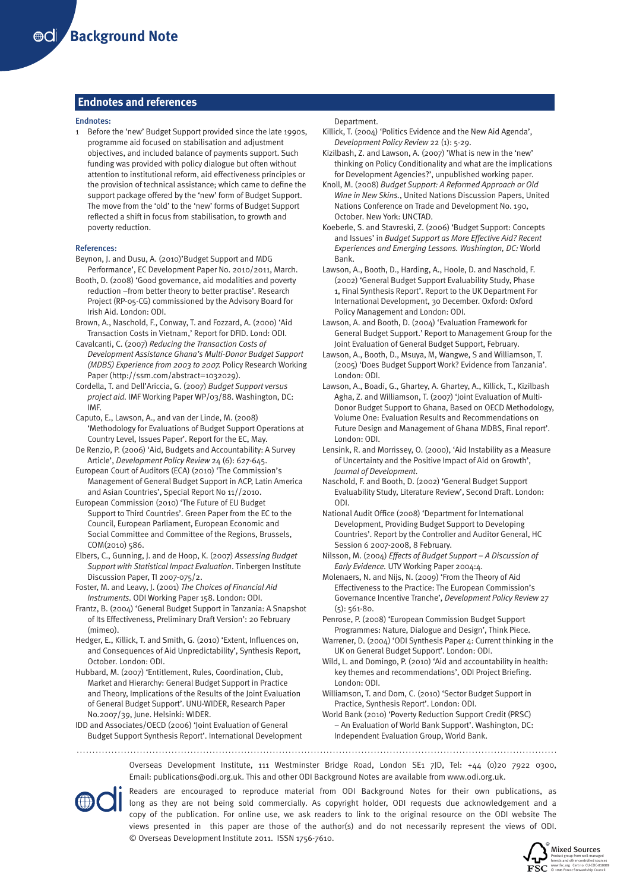## Endnotes and references

### Endnotes:

1 Before the 'new' Budget Support provided since the late 1990s, programme aid focused on stabilisation and adjustment objectives, and included balance of payments support. Such funding was provided with policy dialogue but often without attention to institutional reform, aid effectiveness principles or the provision of technical assistance; which came to define the support package offered by the 'new' form of Budget Support. The move from the 'old' to the 'new' forms of Budget Support reflected a shift in focus from stabilisation, to growth and poverty reduction.

### References:

Beynon, J. and Dusu, A. (2010)'Budget Support and MDG Performance', EC Development Paper No. 2010/2011, March.

Booth, D. (2008) 'Good governance, aid modalities and poverty reduction –from better theory to better practise'. Research Project (RP-05-CG) commissioned by the Advisory Board for Irish Aid. London: ODI.

Brown, A., Naschold, F., Conway, T. and Fozzard, A. (2000) 'Aid Transaction Costs in Vietnam,' Report for DFID. Lond: ODI.

Cavalcanti, C. (2007) *Reducing the Transaction Costs of Development Assistance Ghana's Multi-Donor Budget Support (MDBS) Experience from 2003 to 2007.* Policy Research Working Paper (http://ssrn.com/abstract=1032029).

Cordella, T. and Dell'Ariccia, G. (2007) *Budget Support versus project aid.* IMF Working Paper WP/03/88. Washington, DC: IMF.

Caputo, E., Lawson, A., and van der Linde, M. (2008) 'Methodology for Evaluations of Budget Support Operations at Country Level, Issues Paper'. Report for the EC, May.

De Renzio, P. (2006) 'Aid, Budgets and Accountability: A Survey Article', *Development Policy Review* 24 (6): 627-645.

European Court of Auditors (ECA) (2010) 'The Commission's Management of General Budget Support in ACP, Latin America and Asian Countries', Special Report No 11//2010.

European Commission (2010) 'The Future of EU Budget Support to Third Countries'. Green Paper from the EC to the Council, European Parliament, European Economic and Social Committee and Committee of the Regions, Brussels, COM(2010) 586.

Elbers, C., Gunning, J. and de Hoop, K. (2007) *Assessing Budget Support with Statistical Impact Evaluation*. Tinbergen Institute Discussion Paper, TI 2007-075/2.

Foster, M. and Leavy, J. (2001) *The Choices of Financial Aid Instruments.* ODI Working Paper 158. London: ODI.

Frantz, B. (2004) 'General Budget Support in Tanzania: A Snapshot of Its Effectiveness, Preliminary Draft Version': 20 February (mimeo).

Hedger, E., Killick, T. and Smith, G. (2010) 'Extent, Influences on, and Consequences of Aid Unpredictability', Synthesis Report, October. London: ODI.

Hubbard, M. (2007) 'Entitlement, Rules, Coordination, Club, Market and Hierarchy: General Budget Support in Practice and Theory, Implications of the Results of the Joint Evaluation of General Budget Support'. UNU-WIDER, Research Paper No.2007/39, June. Helsinki: WIDER.

IDD and Associates/OECD (2006) 'Joint Evaluation of General Budget Support Synthesis Report'. International Development Department.

Killick, T. (2004) 'Politics Evidence and the New Aid Agenda', *Development Policy Review* 22 (1): 5-29.

Kizilbash, Z. and Lawson, A. (2007) 'What is new in the 'new' thinking on Policy Conditionality and what are the implications for Development Agencies?', unpublished working paper.

Knoll, M. (2008) *Budget Support: A Reformed Approach or Old Wine in New Skins.*, United Nations Discussion Papers, United Nations Conference on Trade and Development No. 190, October. New York: UNCTAD.

Koeberle, S. and Stavreski, Z. (2006) 'Budget Support: Concepts and Issues' in *Budget Support as More Effective Aid? Recent Experiences and Emerging Lessons. Washington, DC:* World Bank.

Lawson, A., Booth, D., Harding, A., Hoole, D. and Naschold, F. (2002) 'General Budget Support Evaluability Study, Phase 1, Final Synthesis Report'. Report to the UK Department For International Development, 30 December. Oxford: Oxford Policy Management and London: ODI.

Lawson, A. and Booth, D. (2004) 'Evaluation Framework for General Budget Support.' Report to Management Group for the Joint Evaluation of General Budget Support, February.

Lawson, A., Booth, D., Msuya, M, Wangwe, S and Williamson, T. (2005) 'Does Budget Support Work? Evidence from Tanzania'. London: ODI.

Lawson, A., Boadi, G., Ghartey, A. Ghartey, A., Killick, T., Kizilbash Agha, Z. and Williamson, T. (2007) 'Joint Evaluation of Multi-Donor Budget Support to Ghana, Based on OECD Methodology, Volume One: Evaluation Results and Recommendations on Future Design and Management of Ghana MDBS, Final report'. London: ODI.

Lensink, R. and Morrissey, O. (2000), 'Aid Instability as a Measure of Uncertainty and the Positive Impact of Aid on Growth', *Journal of Development.*

Naschold, F. and Booth, D. (2002) 'General Budget Support Evaluability Study, Literature Review', Second Draft. London: ODI.

National Audit Office (2008) 'Department for International Development, Providing Budget Support to Developing Countries'. Report by the Controller and Auditor General, HC Session 6 2007-2008, 8 February.

Nilsson, M. (2004) *Effects of Budget Support – A Discussion of Early Evidence.* UTV Working Paper 2004:4.

Molenaers, N. and Nijs, N. (2009) 'From the Theory of Aid Effectiveness to the Practice: The European Commission's Governance Incentive Tranche', *Development Policy Review* 27 (5): 561-80.

Penrose, P. (2008) 'European Commission Budget Support Programmes: Nature, Dialogue and Design', Think Piece.

Warrener, D. (2004) 'ODI Synthesis Paper 4: Current thinking in the UK on General Budget Support'. London: ODI.

Wild, L. and Domingo, P. (2010) 'Aid and accountability in health: key themes and recommendations', ODI Project Briefing. London: ODI.

Williamson, T. and Dom, C. (2010) 'Sector Budget Support in Practice, Synthesis Report'. London: ODI.

World Bank (2010) 'Poverty Reduction Support Credit (PRSC) – An Evaluation of World Bank Support'. Washington, DC: Independent Evaluation Group, World Bank.

Overseas Development Institute, 111 Westminster Bridge Road, London SE1 7JD, Tel: +44 (0)20 7922 0300, Email: publications@odi.org.uk. This and other ODI Background Notes are available from www.odi.org.uk.

Readers are encouraged to reproduce material from ODI Background Notes for their own publications, as long as they are not being sold commercially. As copyright holder, ODI requests due acknowledgement and a copy of the publication. For online use, we ask readers to link to the original resource on the ODI website The views presented in this paper are those of the author(s) and do not necessarily represent the views of ODI. © Overseas Development Institute 2011. ISSN 1756-7610.